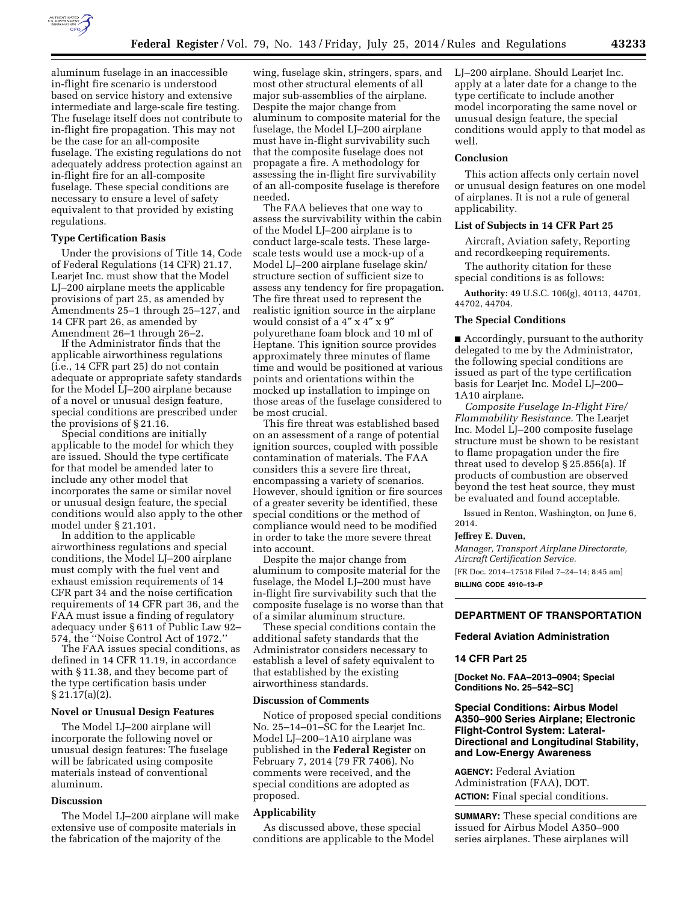aluminum fuselage in an inaccessible in-flight fire scenario is understood based on service history and extensive intermediate and large-scale fire testing. The fuselage itself does not contribute to in-flight fire propagation. This may not be the case for an all-composite fuselage. The existing regulations do not adequately address protection against an in-flight fire for an all-composite fuselage. These special conditions are necessary to ensure a level of safety equivalent to that provided by existing regulations.

### Type Certification Basis

Under the provisions of Title 14, Code of Federal Regulations (14 CFR) 21.17, Learjet Inc. must show that the Model LJ–200 airplane meets the applicable provisions of part 25, as amended by Amendments 25–1 through 25–127, and 14 CFR part 26, as amended by Amendment 26–1 through 26–2.

If the Administrator finds that the applicable airworthiness regulations (i.e., 14 CFR part 25) do not contain adequate or appropriate safety standards for the Model LJ–200 airplane because of a novel or unusual design feature, special conditions are prescribed under the provisions of § 21.16.

Special conditions are initially applicable to the model for which they are issued. Should the type certificate for that model be amended later to include any other model that incorporates the same or similar novel or unusual design feature, the special conditions would also apply to the other model under § 21.101.

In addition to the applicable airworthiness regulations and special conditions, the Model LJ–200 airplane must comply with the fuel vent and exhaust emission requirements of 14 CFR part 34 and the noise certification requirements of 14 CFR part 36, and the FAA must issue a finding of regulatory adequacy under § 611 of Public Law 92–574, the ''Noise Control Act of 1972.''

The FAA issues special conditions, as defined in 14 CFR 11.19, in accordance with § 11.38, and they become part of the type certification basis under § 21.17(a)(2).

### Novel or Unusual Design Features

The Model LJ–200 airplane will incorporate the following novel or unusual design features: The fuselage will be fabricated using composite materials instead of conventional aluminum.

### Discussion

The Model LJ–200 airplane will make extensive use of composite materials in the fabrication of the majority of the wing, fuselage skin, stringers, spars, and most other structural elements of all major sub-assemblies of the airplane. Despite the major change from aluminum to composite material for the fuselage, the Model LJ–200 airplane must have in-flight survivability such that the composite fuselage does not propagate a fire. A methodology for assessing the in-flight fire survivability of an all-composite fuselage is therefore needed.

The FAA believes that one way to assess the survivability within the cabin of the Model LJ–200 airplane is to conduct large-scale tests. These large-scale tests would use a mock-up of a Model LJ–200 airplane fuselage skin/structure section of sufficient size to assess any tendency for fire propagation. The fire threat used to represent the realistic ignition source in the airplane would consist of a 4″ x 4″ x 9″ polyurethane foam block and 10 ml of Heptane. This ignition source provides approximately three minutes of flame time and would be positioned at various points and orientations within the mocked up installation to impinge on those areas of the fuselage considered to be most crucial.

This fire threat was established based on an assessment of a range of potential ignition sources, coupled with possible contamination of materials. The FAA considers this a severe fire threat, encompassing a variety of scenarios. However, should ignition or fire sources of a greater severity be identified, these special conditions or the method of compliance would need to be modified in order to take the more severe threat into account.

Despite the major change from aluminum to composite material for the fuselage, the Model LJ–200 must have in-flight fire survivability such that the composite fuselage is no worse than that of a similar aluminum structure.

These special conditions contain the additional safety standards that the Administrator considers necessary to establish a level of safety equivalent to that established by the existing airworthiness standards.

### Discussion of Comments

Notice of proposed special conditions No. 25–14–01–SC for the Learjet Inc. Model LJ–200–1A10 airplane was published in the **Federal Register** on February 7, 2014 (79 FR 7406). No comments were received, and the special conditions are adopted as proposed.

### Applicability

As discussed above, these special conditions are applicable to the Model LJ–200 airplane. Should Learjet Inc. apply at a later date for a change to the type certificate to include another model incorporating the same novel or unusual design feature, the special conditions would apply to that model as well.

### Conclusion

This action affects only certain novel or unusual design features on one model of airplanes. It is not a rule of general applicability.

### List of Subjects in 14 CFR Part 25

Aircraft, Aviation safety, Reporting and recordkeeping requirements.

The authority citation for these special conditions is as follows:

**Authority:** 49 U.S.C. 106(g), 40113, 44701, 44702, 44704.

### The Special Conditions

■ Accordingly, pursuant to the authority delegated to me by the Administrator, the following special conditions are issued as part of the type certification basis for Learjet Inc. Model LJ–200–1A10 airplane.

*Composite Fuselage In-Flight Fire/Flammability Resistance.* The Learjet Inc. Model LJ–200 composite fuselage structure must be shown to be resistant to flame propagation under the fire threat used to develop § 25.856(a). If products of combustion are observed beyond the test heat source, they must be evaluated and found acceptable.

Issued in Renton, Washington, on June 6, 2014.

**Jeffrey E. Duven,**

*Manager, Transport Airplane Directorate, Aircraft Certification Service.*

[FR Doc. 2014–17518 Filed 7–24–14; 8:45 am]

**BILLING CODE 4910–13–P**

---

## DEPARTMENT OF TRANSPORTATION

### Federal Aviation Administration

### 14 CFR Part 25

**[Docket No. FAA–2013–0904; Special Conditions No. 25–542–SC]**

### Special Conditions: Airbus Model A350–900 Series Airplane; Electronic Flight-Control System: Lateral-Directional and Longitudinal Stability, and Low-Energy Awareness

**AGENCY:** Federal Aviation Administration (FAA), DOT.

**ACTION:** Final special conditions.

**SUMMARY:** These special conditions are issued for Airbus Model A350–900 series airplanes. These airplanes will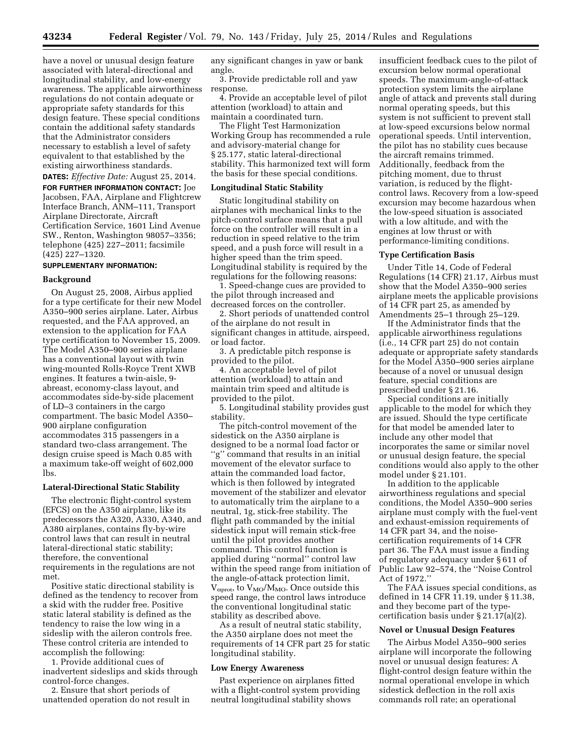have a novel or unusual design feature associated with lateral-directional and longitudinal stability, and low-energy awareness. The applicable airworthiness regulations do not contain adequate or appropriate safety standards for this design feature. These special conditions contain the additional safety standards that the Administrator considers necessary to establish a level of safety equivalent to that established by the existing airworthiness standards.

**DATES:** *Effective Date:* August 25, 2014.

**FOR FURTHER INFORMATION CONTACT:** Joe Jacobsen, FAA, Airplane and Flightcrew Interface Branch, ANM–111, Transport Airplane Directorate, Aircraft Certification Service, 1601 Lind Avenue SW., Renton, Washington 98057–3356; telephone (425) 227–2011; facsimile (425) 227–1320.

**SUPPLEMENTARY INFORMATION:**

## Background

On August 25, 2008, Airbus applied for a type certificate for their new Model A350–900 series airplane. Later, Airbus requested, and the FAA approved, an extension to the application for FAA type certification to November 15, 2009. The Model A350–900 series airplane has a conventional layout with twin wing-mounted Rolls-Royce Trent XWB engines. It features a twin-aisle, 9-abreast, economy-class layout, and accommodates side-by-side placement of LD–3 containers in the cargo compartment. The basic Model A350–900 airplane configuration accommodates 315 passengers in a standard two-class arrangement. The design cruise speed is Mach 0.85 with a maximum take-off weight of 602,000 lbs.

## Lateral-Directional Static Stability

The electronic flight-control system (EFCS) on the A350 airplane, like its predecessors the A320, A330, A340, and A380 airplanes, contains fly-by-wire control laws that can result in neutral lateral-directional static stability; therefore, the conventional requirements in the regulations are not met.

Positive static directional stability is defined as the tendency to recover from a skid with the rudder free. Positive static lateral stability is defined as the tendency to raise the low wing in a sideslip with the aileron controls free. These control criteria are intended to accomplish the following:

1. Provide additional cues of inadvertent sideslips and skids through control-force changes.
2. Ensure that short periods of unattended operation do not result in any significant changes in yaw or bank angle.
3. Provide predictable roll and yaw response.
4. Provide an acceptable level of pilot attention (workload) to attain and maintain a coordinated turn.

The Flight Test Harmonization Working Group has recommended a rule and advisory-material change for § 25.177, static lateral-directional stability. This harmonized text will form the basis for these special conditions.

## Longitudinal Static Stability

Static longitudinal stability on airplanes with mechanical links to the pitch-control surface means that a pull force on the controller will result in a reduction in speed relative to the trim speed, and a push force will result in a higher speed than the trim speed. Longitudinal stability is required by the regulations for the following reasons:

1. Speed-change cues are provided to the pilot through increased and decreased forces on the controller.
2. Short periods of unattended control of the airplane do not result in significant changes in attitude, airspeed, or load factor.
3. A predictable pitch response is provided to the pilot.
4. An acceptable level of pilot attention (workload) to attain and maintain trim speed and altitude is provided to the pilot.
5. Longitudinal stability provides gust stability.

The pitch-control movement of the sidestick on the A350 airplane is designed to be a normal load factor or "g" command that results in an initial movement of the elevator surface to attain the commanded load factor, which is then followed by integrated movement of the stabilizer and elevator to automatically trim the airplane to a neutral, 1g, stick-free stability. The flight path commanded by the initial sidestick input will remain stick-free until the pilot provides another command. This control function is applied during "normal" control law within the speed range from initiation of the angle-of-attack protection limit, $V_{\alpha prot}$, to $V_{MO}/M_{MO}$. Once outside this speed range, the control laws introduce the conventional longitudinal static stability as described above.

As a result of neutral static stability, the A350 airplane does not meet the requirements of 14 CFR part 25 for static longitudinal stability.

## Low Energy Awareness

Past experience on airplanes fitted with a flight-control system providing neutral longitudinal stability shows insufficient feedback cues to the pilot of excursion below normal operational speeds. The maximum-angle-of-attack protection system limits the airplane angle of attack and prevents stall during normal operating speeds, but this system is not sufficient to prevent stall at low-speed excursions below normal operational speeds. Until intervention, the pilot has no stability cues because the aircraft remains trimmed. Additionally, feedback from the pitching moment, due to thrust variation, is reduced by the flight-control laws. Recovery from a low-speed excursion may become hazardous when the low-speed situation is associated with a low altitude, and with the engines at low thrust or with performance-limiting conditions.

## Type Certification Basis

Under Title 14, Code of Federal Regulations (14 CFR) 21.17, Airbus must show that the Model A350–900 series airplane meets the applicable provisions of 14 CFR part 25, as amended by Amendments 25–1 through 25–129.

If the Administrator finds that the applicable airworthiness regulations (i.e., 14 CFR part 25) do not contain adequate or appropriate safety standards for the Model A350–900 series airplane because of a novel or unusual design feature, special conditions are prescribed under § 21.16.

Special conditions are initially applicable to the model for which they are issued. Should the type certificate for that model be amended later to include any other model that incorporates the same or similar novel or unusual design feature, the special conditions would also apply to the other model under § 21.101.

In addition to the applicable airworthiness regulations and special conditions, the Model A350–900 series airplane must comply with the fuel-vent and exhaust-emission requirements of 14 CFR part 34, and the noise-certification requirements of 14 CFR part 36. The FAA must issue a finding of regulatory adequacy under § 611 of Public Law 92–574, the "Noise Control Act of 1972."

The FAA issues special conditions, as defined in 14 CFR 11.19, under § 11.38, and they become part of the type-certification basis under § 21.17(a)(2).

## Novel or Unusual Design Features

The Airbus Model A350–900 series airplane will incorporate the following novel or unusual design features: A flight-control design feature within the normal operational envelope in which sidestick deflection in the roll axis commands roll rate; an operational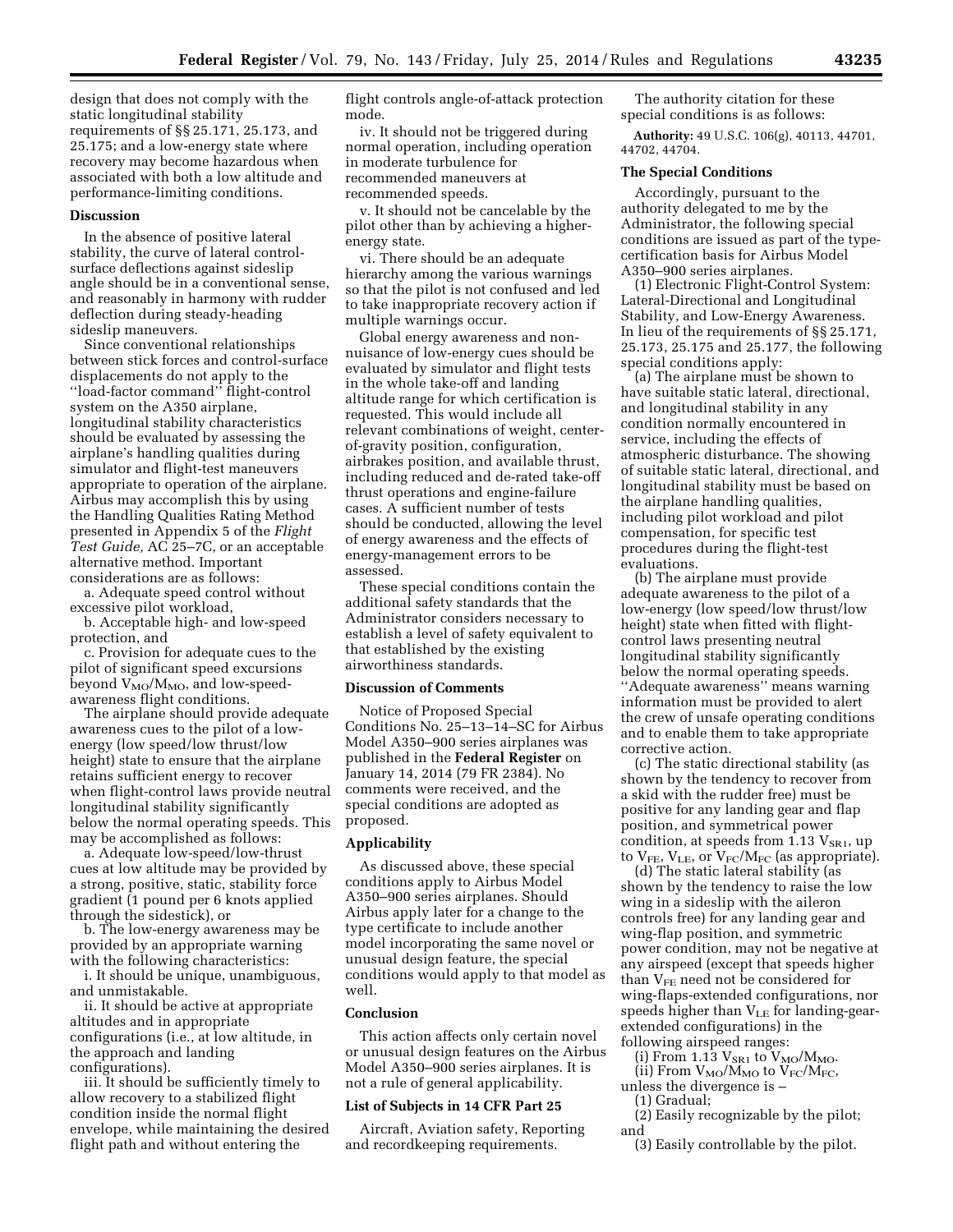design that does not comply with the static longitudinal stability requirements of §§ 25.171, 25.173, and 25.175; and a low-energy state where recovery may become hazardous when associated with both a low altitude and performance-limiting conditions.

### Discussion

In the absence of positive lateral stability, the curve of lateral control-surface deflections against sideslip angle should be in a conventional sense, and reasonably in harmony with rudder deflection during steady-heading sideslip maneuvers.

Since conventional relationships between stick forces and control-surface displacements do not apply to the ''load-factor command'' flight-control system on the A350 airplane, longitudinal stability characteristics should be evaluated by assessing the airplane's handling qualities during simulator and flight-test maneuvers appropriate to operation of the airplane. Airbus may accomplish this by using the Handling Qualities Rating Method presented in Appendix 5 of the *Flight Test Guide,* AC 25–7C, or an acceptable alternative method. Important considerations are as follows:

a. Adequate speed control without excessive pilot workload,

b. Acceptable high- and low-speed protection, and

c. Provision for adequate cues to the pilot of significant speed excursions beyond $V_{MO}/M_{MO}$, and low-speed-awareness flight conditions.

The airplane should provide adequate awareness cues to the pilot of a low-energy (low speed/low thrust/low height) state to ensure that the airplane retains sufficient energy to recover when flight-control laws provide neutral longitudinal stability significantly below the normal operating speeds. This may be accomplished as follows:

a. Adequate low-speed/low-thrust cues at low altitude may be provided by a strong, positive, static, stability force gradient (1 pound per 6 knots applied through the sidestick), or

b. The low-energy awareness may be provided by an appropriate warning with the following characteristics:

i. It should be unique, unambiguous, and unmistakable.

ii. It should be active at appropriate altitudes and in appropriate configurations (i.e., at low altitude, in the approach and landing configurations).

iii. It should be sufficiently timely to allow recovery to a stabilized flight condition inside the normal flight envelope, while maintaining the desired flight path and without entering the flight controls angle-of-attack protection mode.

iv. It should not be triggered during normal operation, including operation in moderate turbulence for recommended maneuvers at recommended speeds.

v. It should not be cancelable by the pilot other than by achieving a higher-energy state.

vi. There should be an adequate hierarchy among the various warnings so that the pilot is not confused and led to take inappropriate recovery action if multiple warnings occur.

Global energy awareness and non-nuisance of low-energy cues should be evaluated by simulator and flight tests in the whole take-off and landing altitude range for which certification is requested. This would include all relevant combinations of weight, center-of-gravity position, configuration, airbrakes position, and available thrust, including reduced and de-rated take-off thrust operations and engine-failure cases. A sufficient number of tests should be conducted, allowing the level of energy awareness and the effects of energy-management errors to be assessed.

These special conditions contain the additional safety standards that the Administrator considers necessary to establish a level of safety equivalent to that established by the existing airworthiness standards.

### Discussion of Comments

Notice of Proposed Special Conditions No. 25–13–14–SC for Airbus Model A350–900 series airplanes was published in the **Federal Register** on January 14, 2014 (79 FR 2384). No comments were received, and the special conditions are adopted as proposed.

### Applicability

As discussed above, these special conditions apply to Airbus Model A350–900 series airplanes. Should Airbus apply later for a change to the type certificate to include another model incorporating the same novel or unusual design feature, the special conditions would apply to that model as well.

### Conclusion

This action affects only certain novel or unusual design features on the Airbus Model A350–900 series airplanes. It is not a rule of general applicability.

### List of Subjects in 14 CFR Part 25

Aircraft, Aviation safety, Reporting and recordkeeping requirements.

The authority citation for these special conditions is as follows:

**Authority:** 49 U.S.C. 106(g), 40113, 44701, 44702, 44704.

### The Special Conditions

Accordingly, pursuant to the authority delegated to me by the Administrator, the following special conditions are issued as part of the type-certification basis for Airbus Model A350–900 series airplanes.

(1) Electronic Flight-Control System: Lateral-Directional and Longitudinal Stability, and Low-Energy Awareness. In lieu of the requirements of §§ 25.171, 25.173, 25.175 and 25.177, the following special conditions apply:

(a) The airplane must be shown to have suitable static lateral, directional, and longitudinal stability in any condition normally encountered in service, including the effects of atmospheric disturbance. The showing of suitable static lateral, directional, and longitudinal stability must be based on the airplane handling qualities, including pilot workload and pilot compensation, for specific test procedures during the flight-test evaluations.

(b) The airplane must provide adequate awareness to the pilot of a low-energy (low speed/low thrust/low height) state when fitted with flight-control laws presenting neutral longitudinal stability significantly below the normal operating speeds. ''Adequate awareness'' means warning information must be provided to alert the crew of unsafe operating conditions and to enable them to take appropriate corrective action.

(c) The static directional stability (as shown by the tendency to recover from a skid with the rudder free) must be positive for any landing gear and flap position, and symmetrical power condition, at speeds from 1.13 $V_{SR1}$, up to $V_{FE}$, $V_{LE}$, or $V_{FC}/M_{FC}$ (as appropriate).

(d) The static lateral stability (as shown by the tendency to raise the low wing in a sideslip with the aileron controls free) for any landing gear and wing-flap position, and symmetric power condition, may not be negative at any airspeed (except that speeds higher than $V_{FE}$ need not be considered for wing-flaps-extended configurations, nor speeds higher than $V_{LE}$ for landing-gear-extended configurations) in the following airspeed ranges:

(i) From 1.13 $V_{SR1}$ to $V_{MO}/M_{MO}$.

(ii) From $V_{MO}/M_{MO}$ to $V_{FC}/M_{FC}$, unless the divergence is –

(1) Gradual;

(2) Easily recognizable by the pilot; and

(3) Easily controllable by the pilot.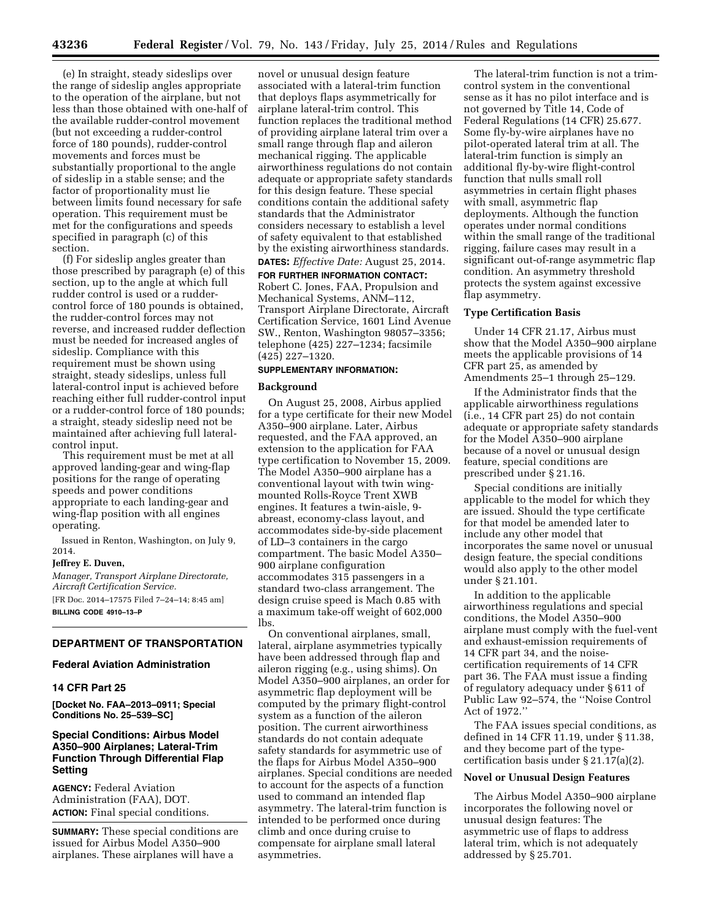(e) In straight, steady sideslips over the range of sideslip angles appropriate to the operation of the airplane, but not less than those obtained with one-half of the available rudder-control movement (but not exceeding a rudder-control force of 180 pounds), rudder-control movements and forces must be substantially proportional to the angle of sideslip in a stable sense; and the factor of proportionality must lie between limits found necessary for safe operation. This requirement must be met for the configurations and speeds specified in paragraph (c) of this section.

(f) For sideslip angles greater than those prescribed by paragraph (e) of this section, up to the angle at which full rudder control is used or a rudder-control force of 180 pounds is obtained, the rudder-control forces may not reverse, and increased rudder deflection must be needed for increased angles of sideslip. Compliance with this requirement must be shown using straight, steady sideslips, unless full lateral-control input is achieved before reaching either full rudder-control input or a rudder-control force of 180 pounds; a straight, steady sideslip need not be maintained after achieving full lateral-control input.

This requirement must be met at all approved landing-gear and wing-flap positions for the range of operating speeds and power conditions appropriate to each landing-gear and wing-flap position with all engines operating.

Issued in Renton, Washington, on July 9, 2014.

**Jeffrey E. Duven,**

*Manager, Transport Airplane Directorate, Aircraft Certification Service.*

[FR Doc. 2014–17575 Filed 7–24–14; 8:45 am]

**BILLING CODE 4910–13–P**

---

## DEPARTMENT OF TRANSPORTATION

### Federal Aviation Administration

### 14 CFR Part 25

**[Docket No. FAA–2013–0911; Special Conditions No. 25–539–SC]**

### Special Conditions: Airbus Model A350–900 Airplanes; Lateral-Trim Function Through Differential Flap Setting

**AGENCY:** Federal Aviation Administration (FAA), DOT.

**ACTION:** Final special conditions.

**SUMMARY:** These special conditions are issued for Airbus Model A350–900 airplanes. These airplanes will have a novel or unusual design feature associated with a lateral-trim function that deploys flaps asymmetrically for airplane lateral-trim control. This function replaces the traditional method of providing airplane lateral trim over a small range through flap and aileron mechanical rigging. The applicable airworthiness regulations do not contain adequate or appropriate safety standards for this design feature. These special conditions contain the additional safety standards that the Administrator considers necessary to establish a level of safety equivalent to that established by the existing airworthiness standards.

**DATES:** *Effective Date:* August 25, 2014.

**FOR FURTHER INFORMATION CONTACT:** Robert C. Jones, FAA, Propulsion and Mechanical Systems, ANM–112, Transport Airplane Directorate, Aircraft Certification Service, 1601 Lind Avenue SW., Renton, Washington 98057–3356; telephone (425) 227–1234; facsimile (425) 227–1320.

**SUPPLEMENTARY INFORMATION:**

#### Background

On August 25, 2008, Airbus applied for a type certificate for their new Model A350–900 airplane. Later, Airbus requested, and the FAA approved, an extension to the application for FAA type certification to November 15, 2009. The Model A350–900 airplane has a conventional layout with twin wing-mounted Rolls-Royce Trent XWB engines. It features a twin-aisle, 9-abreast, economy-class layout, and accommodates side-by-side placement of LD–3 containers in the cargo compartment. The basic Model A350–900 airplane configuration accommodates 315 passengers in a standard two-class arrangement. The design cruise speed is Mach 0.85 with a maximum take-off weight of 602,000 lbs.

On conventional airplanes, small, lateral, airplane asymmetries typically have been addressed through flap and aileron rigging (e.g., using shims). On Model A350–900 airplanes, an order for asymmetric flap deployment will be computed by the primary flight-control system as a function of the aileron position. The current airworthiness standards do not contain adequate safety standards for asymmetric use of the flaps for Airbus Model A350–900 airplanes. Special conditions are needed to account for the aspects of a function used to command an intended flap asymmetry. The lateral-trim function is intended to be performed once during climb and once during cruise to compensate for airplane small lateral asymmetries.

The lateral-trim function is not a trim-control system in the conventional sense as it has no pilot interface and is not governed by Title 14, Code of Federal Regulations (14 CFR) 25.677. Some fly-by-wire airplanes have no pilot-operated lateral trim at all. The lateral-trim function is simply an additional fly-by-wire flight-control function that nulls small roll asymmetries in certain flight phases with small, asymmetric flap deployments. Although the function operates under normal conditions within the small range of the traditional rigging, failure cases may result in a significant out-of-range asymmetric flap condition. An asymmetry threshold protects the system against excessive flap asymmetry.

#### Type Certification Basis

Under 14 CFR 21.17, Airbus must show that the Model A350–900 airplane meets the applicable provisions of 14 CFR part 25, as amended by Amendments 25–1 through 25–129.

If the Administrator finds that the applicable airworthiness regulations (i.e., 14 CFR part 25) do not contain adequate or appropriate safety standards for the Model A350–900 airplane because of a novel or unusual design feature, special conditions are prescribed under § 21.16.

Special conditions are initially applicable to the model for which they are issued. Should the type certificate for that model be amended later to include any other model that incorporates the same novel or unusual design feature, the special conditions would also apply to the other model under § 21.101.

In addition to the applicable airworthiness regulations and special conditions, the Model A350–900 airplane must comply with the fuel-vent and exhaust-emission requirements of 14 CFR part 34, and the noise-certification requirements of 14 CFR part 36. The FAA must issue a finding of regulatory adequacy under § 611 of Public Law 92–574, the ''Noise Control Act of 1972.''

The FAA issues special conditions, as defined in 14 CFR 11.19, under § 11.38, and they become part of the type-certification basis under § 21.17(a)(2).

#### Novel or Unusual Design Features

The Airbus Model A350–900 airplane incorporates the following novel or unusual design features: The asymmetric use of flaps to address lateral trim, which is not adequately addressed by § 25.701.